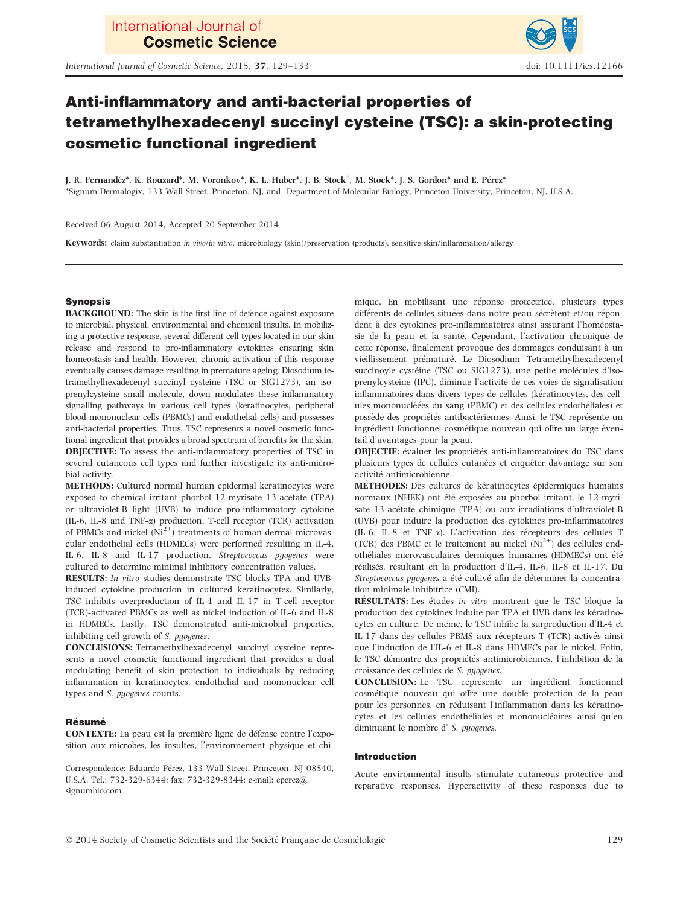# Anti-inflammatory and anti-bacterial properties of tetramethylhexadecenyl succinyl cysteine (TSC): a skin-protecting cosmetic functional ingredient

J. R. Fernandéz*, K. Rouzard*, M. Voronkov*, K. L. Huber*, J. B. Stock†, M. Stock*, J. S. Gordon* and E. Pérez*

*Signum Dermalogix, 133 Wall Street, Princeton, NJ, and †Department of Molecular Biology, Princeton University, Princeton, NJ, U.S.A.

Received 06 August 2014, Accepted 20 September 2014

**Keywords:** claim substantiation *in vivo/in vitro*, microbiology (skin)/preservation (products), sensitive skin/inflammation/allergy

## Synopsis

**BACKGROUND:** The skin is the first line of defence against exposure to microbial, physical, environmental and chemical insults. In mobilizing a protective response, several different cell types located in our skin release and respond to pro-inflammatory cytokines ensuring skin homeostasis and health. However, chronic activation of this response eventually causes damage resulting in premature ageing. Diosodium tetramethylhexadecenyl succinyl cysteine (TSC or SIG1273), an isoprenylcysteine small molecule, down modulates these inflammatory signalling pathways in various cell types (keratinocytes, peripheral blood mononuclear cells (PBMCs) and endothelial cells) and possesses anti-bacterial properties. Thus, TSC represents a novel cosmetic functional ingredient that provides a broad spectrum of benefits for the skin.

**OBJECTIVE:** To assess the anti-inflammatory properties of TSC in several cutaneous cell types and further investigate its anti-microbial activity.

**METHODS:** Cultured normal human epidermal keratinocytes were exposed to chemical irritant phorbol 12-myrisate 13-acetate (TPA) or ultraviolet-B light (UVB) to induce pro-inflammatory cytokine (IL-6, IL-8 and TNF-α) production. T-cell receptor (TCR) activation of PBMCs and nickel ($Ni^{2+}$) treatments of human dermal microvascular endothelial cells (HDMECs) were performed resulting in IL-4, IL-6, IL-8 and IL-17 production. *Streptococcus pyogenes* were cultured to determine minimal inhibitory concentration values.

**RESULTS:** *In vitro* studies demonstrate TSC blocks TPA and UVB-induced cytokine production in cultured keratinocytes. Similarly, TSC inhibits overproduction of IL-4 and IL-17 in T-cell receptor (TCR)-activated PBMCs as well as nickel induction of IL-6 and IL-8 in HDMECs. Lastly, TSC demonstrated anti-microbial properties, inhibiting cell growth of *S. pyogenes*.

**CONCLUSIONS:** Tetramethylhexadecenyl succinyl cysteine represents a novel cosmetic functional ingredient that provides a dual modulating benefit of skin protection to individuals by reducing inflammation in keratinocytes, endothelial and mononuclear cell types and *S. pyogenes* counts.

## Résumé

**CONTEXTE:** La peau est la première ligne de défense contre l'exposition aux microbes, les insultes, l'environnement physique et chimique. En mobilisant une réponse protectrice, plusieurs types différents de cellules situées dans notre peau sécrètent et/ou répondent à des cytokines pro-inflammatoires ainsi assurant l'homéostasie de la peau et la santé. Cependant, l'activation chronique de cette réponse, finalement provoque des dommages conduisant à un vieillissement prématuré. Le Diosodium Tetramethylhexadecenyl succinoyle cystéine (TSC ou SIG1273), une petite molécules d'isoprenylcysteine (IPC), diminue l'activité de ces voies de signalisation inflammatoires dans divers types de cellules (kératinocytes, des cellules mononucléées du sang (PBMC) et des cellules endothéliales) et possède des propriétés antibactériennes. Ainsi, le TSC représente un ingrédient fonctionnel cosmétique nouveau qui offre un large éventail d'avantages pour la peau.

**OBJECTIF:** évaluer les propriétés anti-inflammatoires du TSC dans plusieurs types de cellules cutanées et enquêter davantage sur son activité antimicrobienne.

**MÉTHODES:** Des cultures de kératinocytes épidermiques humains normaux (NHEK) ont été exposées au phorbol irritant, le 12-myrisate 13-acétate chimique (TPA) ou aux irradiations d'ultraviolet-B (UVB) pour induire la production des cytokines pro-inflammatoires (IL-6, IL-8 et TNF-α). L'activation des récepteurs des cellules T (TCR) des PBMC et le traitement au nickel ($Ni^{2+}$) des cellules endothéliales microvasculaires dermiques humaines (HDMECs) ont été réalisés, résultant en la production d'IL-4, IL-6, IL-8 et IL-17. Du *Streptococcus pyogenes* a été cultivé afin de déterminer la concentration minimale inhibitrice (CMI).

**RÉSULTATS:** Les études *in vitro* montrent que le TSC bloque la production des cytokines induite par TPA et UVB dans les kératinocytes en culture. De même, le TSC inhibe la surproduction d'IL-4 et IL-17 dans des cellules PBMS aux récepteurs T (TCR) activés ainsi que l'induction de l'IL-6 et IL-8 dans HDMECs par le nickel. Enfin, le TSC démontre des propriétés antimicrobiennes, l'inhibition de la croissance des cellules de *S. pyogenes.*

**CONCLUSION:** Le TSC représente un ingrédient fonctionnel cosmétique nouveau qui offre une double protection de la peau pour les personnes, en réduisant l'inflammation dans les kératinocytes et les cellules endothéliales et mononucléaires ainsi qu'en diminuant le nombre d' *S. pyogenes.*

Correspondence: Eduardo Pérez, 133 Wall Street, Princeton, NJ 08540, U.S.A. Tel.: 732-329-6344; fax: 732-329-8344; e-mail: eperez@signumbio.com

## Introduction

Acute environmental insults stimulate cutaneous protective and reparative responses. Hyperactivity of these responses due to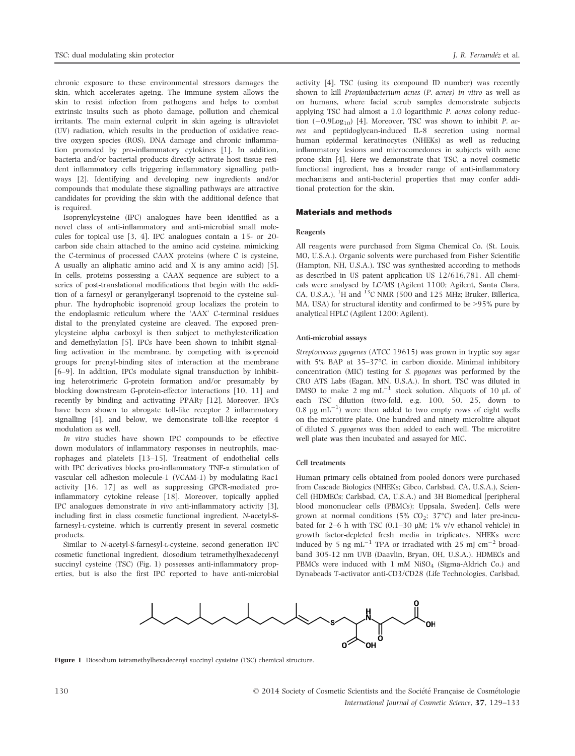chronic exposure to these environmental stressors damages the skin, which accelerates ageing. The immune system allows the skin to resist infection from pathogens and helps to combat extrinsic insults such as photo damage, pollution and chemical irritants. The main external culprit in skin ageing is ultraviolet (UV) radiation, which results in the production of oxidative reactive oxygen species (ROS), DNA damage and chronic inflammation promoted by pro-inflammatory cytokines [1]. In addition, bacteria and/or bacterial products directly activate host tissue resident inflammatory cells triggering inflammatory signalling pathways [2]. Identifying and developing new ingredients and/or compounds that modulate these signalling pathways are attractive candidates for providing the skin with the additional defence that is required.

Isoprenylcysteine (IPC) analogues have been identified as a novel class of anti-inflammatory and anti-microbial small molecules for topical use [3, 4]. IPC analogues contain a 15- or 20-carbon side chain attached to the amino acid cysteine, mimicking the C-terminus of processed CAAX proteins (where C is cysteine, A usually an aliphatic amino acid and X is any amino acid) [5]. In cells, proteins possessing a CAAX sequence are subject to a series of post-translational modifications that begin with the addition of a farnesyl or geranylgeranyl isoprenoid to the cysteine sulphur. The hydrophobic isoprenoid group localizes the protein to the endoplasmic reticulum where the 'AAX' C-terminal residues distal to the prenylated cysteine are cleaved. The exposed prenylcysteine alpha carboxyl is then subject to methylesterification and demethylation [5]. IPCs have been shown to inhibit signalling activation in the membrane, by competing with isoprenoid groups for prenyl-binding sites of interaction at the membrane [6–9]. In addition, IPCs modulate signal transduction by inhibiting heterotrimeric G-protein formation and/or presumably by blocking downstream G-protein-effector interactions [10, 11] and recently by binding and activating PPAR$\gamma$ [12]. Moreover, IPCs have been shown to abrogate toll-like receptor 2 inflammatory signalling [4], and below, we demonstrate toll-like receptor 4 modulation as well.

*In vitro* studies have shown IPC compounds to be effective down modulators of inflammatory responses in neutrophils, macrophages and platelets [13–15]. Treatment of endothelial cells with IPC derivatives blocks pro-inflammatory TNF-$\alpha$ stimulation of vascular cell adhesion molecule-1 (VCAM-1) by modulating Rac1 activity [16, 17] as well as suppressing GPCR-mediated pro-inflammatory cytokine release [18]. Moreover, topically applied IPC analogues demonstrate *in vivo* anti-inflammatory activity [3], including first in class cosmetic functional ingredient, N-acetyl-S-farnesyl-L-cysteine, which is currently present in several cosmetic products.

Similar to N-acetyl-S-farnesyl-L-cysteine, second generation IPC cosmetic functional ingredient, diosodium tetramethylhexadecenyl succinyl cysteine (TSC) (Fig. 1) possesses anti-inflammatory properties, but is also the first IPC reported to have anti-microbial activity [4]. TSC (using its compound ID number) was recently shown to kill *Propionibacterium acnes* (*P. acnes*) *in vitro* as well as on humans, where facial scrub samples demonstrate subjects applying TSC had almost a 1.0 logarithmic *P. acnes* colony reduction ($-0.9\text{Log}_{10}$) [4]. Moreover, TSC was shown to inhibit *P. acnes* and peptidoglycan-induced IL-8 secretion using normal human epidermal keratinocytes (NHEKs) as well as reducing inflammatory lesions and microcomedones in subjects with acne prone skin [4]. Here we demonstrate that TSC, a novel cosmetic functional ingredient, has a broader range of anti-inflammatory mechanisms and anti-bacterial properties that may confer additional protection for the skin.

## Materials and methods

### Reagents

All reagents were purchased from Sigma Chemical Co. (St. Louis, MO, U.S.A.). Organic solvents were purchased from Fisher Scientific (Hampton, NH, U.S.A.). TSC was synthesized according to methods as described in US patent application US 12/616,781. All chemicals were analysed by LC/MS (Agilent 1100; Agilent, Santa Clara, CA, U.S.A.), $^{1}$H and $^{13}$C NMR (500 and 125 MHz; Bruker, Billerica, MA, USA) for structural identity and confirmed to be >95% pure by analytical HPLC (Agilent 1200; Agilent).

### Anti-microbial assays

*Streptococcus pyogenes* (ATCC 19615) was grown in tryptic soy agar with 5% BAP at 35–37°C, in carbon dioxide. Minimal inhibitory concentration (MIC) testing for *S. pyogenes* was performed by the CRO ATS Labs (Eagan, MN, U.S.A.). In short, TSC was diluted in DMSO to make 2 mg mL$^{-1}$ stock solution. Aliquots of 10 μL of each TSC dilution (two-fold, e.g. 100, 50, 25, down to 0.8 μg mL$^{-1}$) were then added to two empty rows of eight wells on the microtitre plate. One hundred and ninety microlitre aliquot of diluted *S. pyogenes* was then added to each well. The microtitre well plate was then incubated and assayed for MIC.

### Cell treatments

Human primary cells obtained from pooled donors were purchased from Cascade Biologics (NHEKs; Gibco, Carlsbad, CA, U.S.A.), ScienCell (HDMECs; Carlsbad, CA, U.S.A.) and 3H Biomedical [peripheral blood mononuclear cells (PBMCs); Uppsala, Sweden]. Cells were grown at normal conditions (5% $CO_2$; 37°C) and later pre-incubated for 2–6 h with TSC (0.1–30 μM; 1% v/v ethanol vehicle) in growth factor-depleted fresh media in triplicates. NHEKs were induced by 5 ng mL$^{-1}$ TPA or irradiated with 25 mJ cm$^{-2}$ broadband 305-12 nm UVB (Daavlin, Bryan, OH, U.S.A.). HDMECs and PBMCs were induced with 1 mM $NiSO_4$ (Sigma-Aldrich Co.) and Dynabeads T-activator anti-CD3/CD28 (Life Technologies, Carlsbad,

**Figure 1** Diosodium tetramethylhexadecenyl succinyl cysteine (TSC) chemical structure.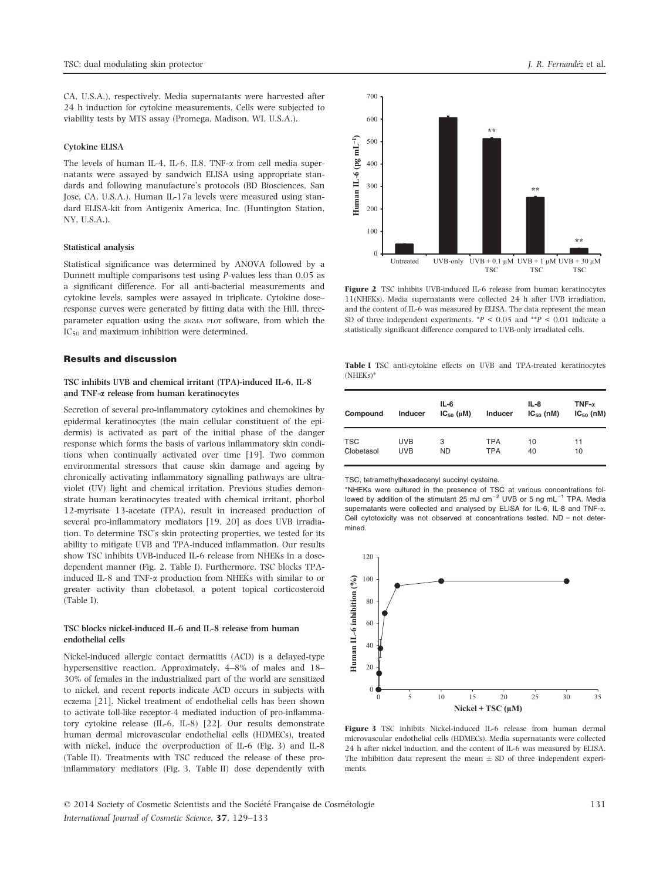CA, U.S.A.), respectively. Media supernatants were harvested after 24 h induction for cytokine measurements. Cells were subjected to viability tests by MTS assay (Promega, Madison, WI, U.S.A.).

#### Cytokine ELISA

The levels of human IL-4, IL-6, IL8, TNF-α from cell media supernatants were assayed by sandwich ELISA using appropriate standards and following manufacture's protocols (BD Biosciences, San Jose, CA, U.S.A.). Human IL-17a levels were measured using standard ELISA-kit from Antigenix America, Inc. (Huntington Station, NY, U.S.A.).

#### Statistical analysis

Statistical significance was determined by ANOVA followed by a Dunnett multiple comparisons test using P-values less than 0.05 as a significant difference. For all anti-bacterial measurements and cytokine levels, samples were assayed in triplicate. Cytokine dose–response curves were generated by fitting data with the Hill, three-parameter equation using the SIGMA PLOT software, from which the $IC_{50}$ and maximum inhibition were determined.

## Results and discussion

### TSC inhibits UVB and chemical irritant (TPA)-induced IL-6, IL-8 and TNF-α release from human keratinocytes

Secretion of several pro-inflammatory cytokines and chemokines by epidermal keratinocytes (the main cellular constituent of the epidermis) is activated as part of the initial phase of the danger response which forms the basis of various inflammatory skin conditions when continually activated over time [19]. Two common environmental stressors that cause skin damage and ageing by chronically activating inflammatory signalling pathways are ultraviolet (UV) light and chemical irritation. Previous studies demonstrate human keratinocytes treated with chemical irritant, phorbol 12-myrisate 13-acetate (TPA), result in increased production of several pro-inflammatory mediators [19, 20] as does UVB irradiation. To determine TSC's skin protecting properties, we tested for its ability to mitigate UVB and TPA-induced inflammation. Our results show TSC inhibits UVB-induced IL-6 release from NHEKs in a dose-dependent manner (Fig. 2, Table I). Furthermore, TSC blocks TPA-induced IL-8 and TNF-α production from NHEKs with similar to or greater activity than clobetasol, a potent topical corticosteroid (Table I).

### TSC blocks nickel-induced IL-6 and IL-8 release from human endothelial cells

Nickel-induced allergic contact dermatitis (ACD) is a delayed-type hypersensitive reaction. Approximately, 4–8% of males and 18–30% of females in the industrialized part of the world are sensitized to nickel, and recent reports indicate ACD occurs in subjects with eczema [21]. Nickel treatment of endothelial cells has been shown to activate toll-like receptor-4 mediated induction of pro-inflammatory cytokine release (IL-6, IL-8) [22]. Our results demonstrate human dermal microvascular endothelial cells (HDMECs), treated with nickel, induce the overproduction of IL-6 (Fig. 3) and IL-8 (Table II). Treatments with TSC reduced the release of these pro-inflammatory mediators (Fig. 3, Table II) dose dependently with

**Figure 2** TSC inhibits UVB-induced IL-6 release from human keratinocytes 11(NHEKs). Media supernatants were collected 24 h after UVB irradiation, and the content of IL-6 was measured by ELISA. The data represent the mean SD of three independent experiments. *$P < 0.05$ and **$P < 0.01$ indicate a statistically significant difference compared to UVB-only irradiated cells.

**Table I** TSC anti-cytokine effects on UVB and TPA-treated keratinocytes (NHEKs)*

| Compound | Inducer | IL-6 $IC_{50}$ (μM) | Inducer | IL-8 $IC_{50}$ (nM) | TNF-α $IC_{50}$ (nM) |
|---|---|---|---|---|---|
| TSC | UVB | 3 | TPA | 10 | 11 |
| Clobetasol | UVB | ND | TPA | 40 | 10 |

TSC, tetramethylhexadecenyl succinyl cysteine.

*NHEKs were cultured in the presence of TSC at various concentrations followed by addition of the stimulant 25 mJ $cm^{-2}$ UVB or 5 ng $mL^{-1}$ TPA. Media supernatants were collected and analysed by ELISA for IL-6, IL-8 and TNF-α. Cell cytotoxicity was not observed at concentrations tested. ND = not determined.

**Figure 3** TSC inhibits Nickel-induced IL-6 release from human dermal microvascular endothelial cells (HDMECs). Media supernatants were collected 24 h after nickel induction, and the content of IL-6 was measured by ELISA. The inhibition data represent the mean ± SD of three independent experiments.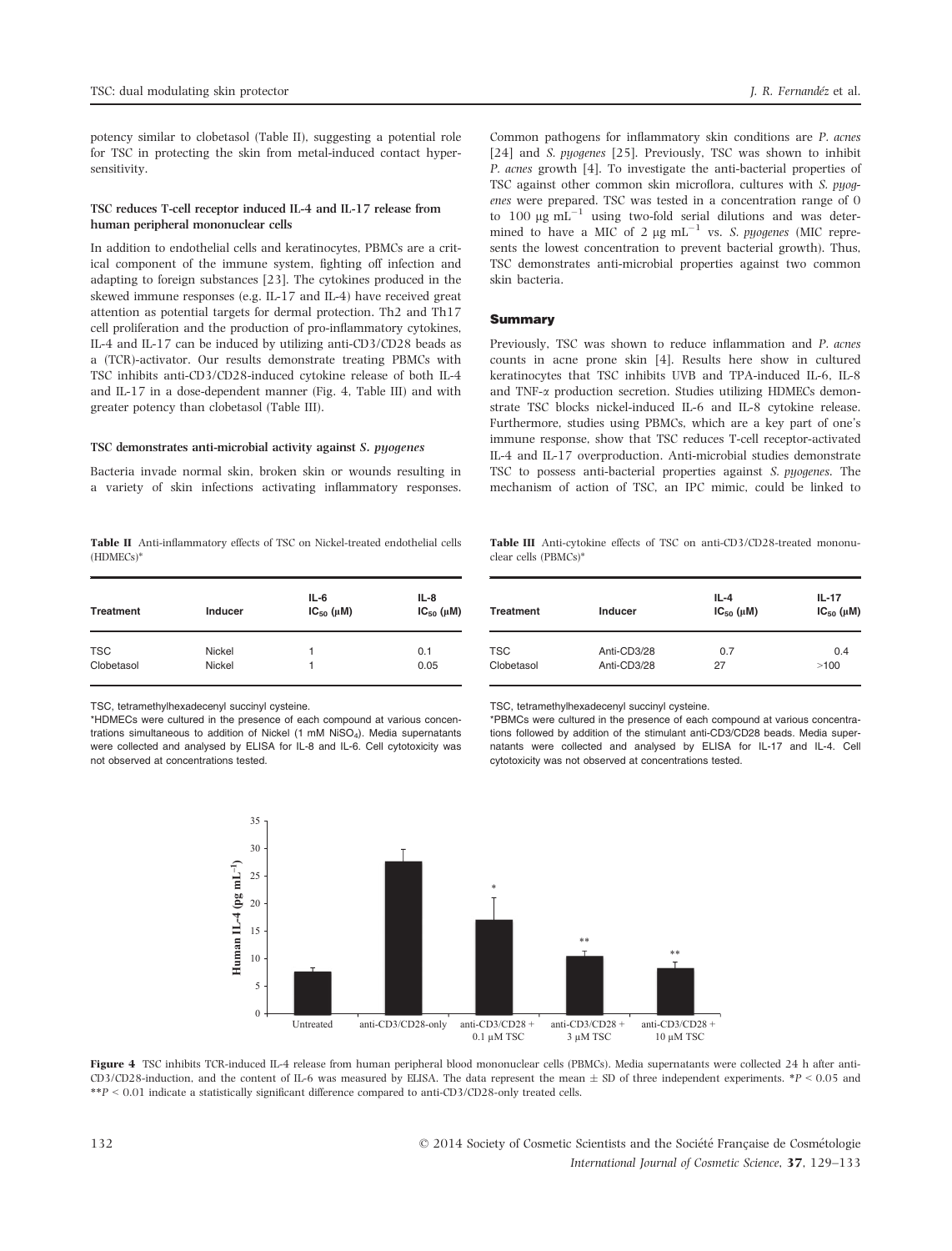potency similar to clobetasol (Table II), suggesting a potential role for TSC in protecting the skin from metal-induced contact hypersensitivity.

### TSC reduces T-cell receptor induced IL-4 and IL-17 release from human peripheral mononuclear cells

In addition to endothelial cells and keratinocytes, PBMCs are a critical component of the immune system, fighting off infection and adapting to foreign substances [23]. The cytokines produced in the skewed immune responses (e.g. IL-17 and IL-4) have received great attention as potential targets for dermal protection. Th2 and Th17 cell proliferation and the production of pro-inflammatory cytokines, IL-4 and IL-17 can be induced by utilizing anti-CD3/CD28 beads as a (TCR)-activator. Our results demonstrate treating PBMCs with TSC inhibits anti-CD3/CD28-induced cytokine release of both IL-4 and IL-17 in a dose-dependent manner (Fig. 4, Table III) and with greater potency than clobetasol (Table III).

### TSC demonstrates anti-microbial activity against *S. pyogenes*

Bacteria invade normal skin, broken skin or wounds resulting in a variety of skin infections activating inflammatory responses. Common pathogens for inflammatory skin conditions are *P. acnes* [24] and *S. pyogenes* [25]. Previously, TSC was shown to inhibit *P. acnes* growth [4]. To investigate the anti-bacterial properties of TSC against other common skin microflora, cultures with *S. pyogenes* were prepared. TSC was tested in a concentration range of 0 to 100 μg $mL^{-1}$ using two-fold serial dilutions and was determined to have a MIC of 2 μg $mL^{-1}$ vs. *S. pyogenes* (MIC represents the lowest concentration to prevent bacterial growth). Thus, TSC demonstrates anti-microbial properties against two common skin bacteria.

## Summary

Previously, TSC was shown to reduce inflammation and *P. acnes* counts in acne prone skin [4]. Results here show in cultured keratinocytes that TSC inhibits UVB and TPA-induced IL-6, IL-8 and TNF-α production secretion. Studies utilizing HDMECs demonstrate TSC blocks nickel-induced IL-6 and IL-8 cytokine release. Furthermore, studies using PBMCs, which are a key part of one's immune response, show that TSC reduces T-cell receptor-activated IL-4 and IL-17 overproduction. Anti-microbial studies demonstrate TSC to possess anti-bacterial properties against *S. pyogenes*. The mechanism of action of TSC, an IPC mimic, could be linked to

**Table II** Anti-inflammatory effects of TSC on Nickel-treated endothelial cells (HDMECs)*

| Treatment | Inducer | IL-6 $IC_{50}$ (μM) | IL-8 $IC_{50}$ (μM) |
|---|---|---|---|
| TSC | Nickel | 1 | 0.1 |
| Clobetasol | Nickel | 1 | 0.05 |

TSC, tetramethylhexadecenyl succinyl cysteine.

*HDMECs were cultured in the presence of each compound at various concentrations simultaneous to addition of Nickel (1 mM $NiSO_4$). Media supernatants were collected and analysed by ELISA for IL-8 and IL-6. Cell cytotoxicity was not observed at concentrations tested.

**Table III** Anti-cytokine effects of TSC on anti-CD3/CD28-treated mononuclear cells (PBMCs)*

| Treatment | Inducer | IL-4 $IC_{50}$ (μM) | IL-17 $IC_{50}$ (μM) |
|---|---|---|---|
| TSC | Anti-CD3/28 | 0.7 | 0.4 |
| Clobetasol | Anti-CD3/28 | 27 | >100 |

TSC, tetramethylhexadecenyl succinyl cysteine.

*PBMCs were cultured in the presence of each compound at various concentrations followed by addition of the stimulant anti-CD3/CD28 beads. Media supernatants were collected and analysed by ELISA for IL-17 and IL-4. Cell cytotoxicity was not observed at concentrations tested.

**Figure 4** TSC inhibits TCR-induced IL-4 release from human peripheral blood mononuclear cells (PBMCs). Media supernatants were collected 24 h after anti-CD3/CD28-induction, and the content of IL-6 was measured by ELISA. The data represent the mean ± SD of three independent experiments. *$P < 0.05$ and **$P < 0.01$ indicate a statistically significant difference compared to anti-CD3/CD28-only treated cells.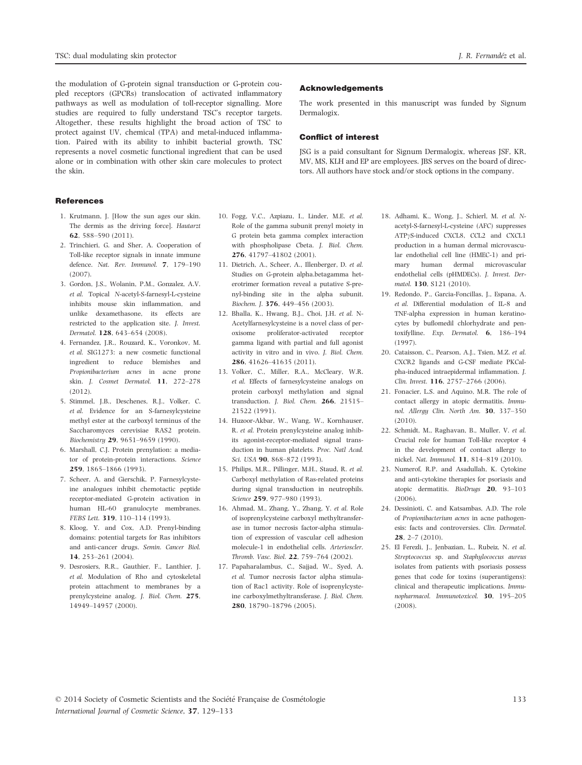the modulation of G-protein signal transduction or G-protein coupled receptors (GPCRs) translocation of activated inflammatory pathways as well as modulation of toll-receptor signalling. More studies are required to fully understand TSC's receptor targets. Altogether, these results highlight the broad action of TSC to protect against UV, chemical (TPA) and metal-induced inflammation. Paired with its ability to inhibit bacterial growth, TSC represents a novel cosmetic functional ingredient that can be used alone or in combination with other skin care molecules to protect the skin.

## Acknowledgements

The work presented in this manuscript was funded by Signum Dermalogix.

## Conflict of interest

JSG is a paid consultant for Signum Dermalogix, whereas JSF, KR, MV, MS, KLH and EP are employees. JBS serves on the board of directors. All authors have stock and/or stock options in the company.

## References

1. Krutmann, J. [How the sun ages our skin. The dermis as the driving force]. *Hautarzt* **62**, 588–590 (2011).
2. Trinchieri, G. and Sher, A. Cooperation of Toll-like receptor signals in innate immune defence. *Nat. Rev. Immunol.* **7**, 179–190 (2007).
3. Gordon, J.S., Wolanin, P.M., Gonzalez, A.V. *et al.* Topical N-acetyl-S-farnesyl-L-cysteine inhibits mouse skin inflammation, and unlike dexamethasone, its effects are restricted to the application site. *J. Invest. Dermatol.* **128**, 643–654 (2008).
4. Fernandez, J.R., Rouzard, K., Voronkov, M. *et al.* SIG1273: a new cosmetic functional ingredient to reduce blemishes and *Propionibacterium acnes* in acne prone skin. *J. Cosmet Dermatol.* **11**, 272–278 (2012).
5. Stimmel, J.B., Deschenes, R.J., Volker, C. *et al.* Evidence for an S-farnesylcysteine methyl ester at the carboxyl terminus of the Saccharomyces cerevisiae RAS2 protein. *Biochemistry* **29**, 9651–9659 (1990).
6. Marshall, C.J. Protein prenylation: a mediator of protein-protein interactions. *Science* **259**, 1865–1866 (1993).
7. Scheer, A. and Gierschik, P. Farnesylcysteine analogues inhibit chemotactic peptide receptor-mediated G-protein activation in human HL-60 granulocyte membranes. *FEBS Lett.* **319**, 110–114 (1993).
8. Kloog, Y. and Cox, A.D. Prenyl-binding domains: potential targets for Ras inhibitors and anti-cancer drugs. *Semin. Cancer Biol.* **14**, 253–261 (2004).
9. Desrosiers, R.R., Gauthier, F., Lanthier, J. *et al.* Modulation of Rho and cytoskeletal protein attachment to membranes by a prenylcysteine analog. *J. Biol. Chem.* **275**, 14949–14957 (2000).
10. Fogg, V.C., Azpiazu, I., Linder, M.E. *et al.* Role of the gamma subunit prenyl moiety in G protein beta gamma complex interaction with phospholipase Cbeta. *J. Biol. Chem.* **276**, 41797–41802 (2001).
11. Dietrich, A., Scheer, A., Illenberger, D. *et al.* Studies on G-protein alpha.betagamma heterotrimer formation reveal a putative S-prenyl-binding site in the alpha subunit. *Biochem. J.* **376**, 449–456 (2003).
12. Bhalla, K., Hwang, B.J., Choi, J.H. *et al.* N-Acetylfarnesylcysteine is a novel class of peroxisome proliferator-activated receptor gamma ligand with partial and full agonist activity in vitro and in vivo. *J. Biol. Chem.* **286**, 41626–41635 (2011).
13. Volker, C., Miller, R.A., McCleary, W.R. *et al.* Effects of farnesylcysteine analogs on protein carboxyl methylation and signal transduction. *J. Biol. Chem.* **266**, 21515–21522 (1991).
14. Huzoor-Akbar, W., Wang, W., Kornhauser, R. *et al.* Protein prenylcysteine analog inhibits agonist-receptor-mediated signal transduction in human platelets. *Proc. Natl Acad. Sci. USA* **90**, 868–872 (1993).
15. Philips, M.R., Pillinger, M.H., Staud, R. *et al.* Carboxyl methylation of Ras-related proteins during signal transduction in neutrophils. *Science* **259**, 977–980 (1993).
16. Ahmad, M., Zhang, Y., Zhang, Y. *et al.* Role of isoprenylcysteine carboxyl methyltransferase in tumor necrosis factor-alpha stimulation of expression of vascular cell adhesion molecule-1 in endothelial cells. *Arterioscler. Thromb. Vasc. Biol.* **22**, 759–764 (2002).
17. Papaharalambus, C., Sajjad, W., Syed, A. *et al.* Tumor necrosis factor alpha stimulation of Rac1 activity. Role of isoprenylcysteine carboxylmethyltransferase. *J. Biol. Chem.* **280**, 18790–18796 (2005).
18. Adhami, K., Wong, J., Schierl, M. *et al.* N-acetyl-S-farnesyl-L-cysteine (AFC) suppresses ATPγS-induced CXCL8, CCL2 and CXCL1 production in a human dermal microvascular endothelial cell line (HMEC-1) and primary human dermal microvascular endothelial cells (pHMDECs). *J. Invest. Dermatol.* **130**, S121 (2010).
19. Redondo, P., Garcia-Foncillas, J., Espana, A. *et al.* Differential modulation of IL-8 and TNF-alpha expression in human keratinocytes by buflomedil chlorhydrate and pentoxifylline. *Exp. Dermatol.* **6**, 186–194 (1997).
20. Cataisson, C., Pearson, A.J., Tsien, M.Z. *et al.* CXCR2 ligands and G-CSF mediate PKCalpha-induced intraepidermal inflammation. *J. Clin. Invest.* **116**, 2757–2766 (2006).
21. Fonacier, L.S. and Aquino, M.R. The role of contact allergy in atopic dermatitis. *Immunol. Allergy Clin. North Am.* **30**, 337–350 (2010).
22. Schmidt, M., Raghavan, B., Muller, V. *et al.* Crucial role for human Toll-like receptor 4 in the development of contact allergy to nickel. *Nat. Immunol.* **11**, 814–819 (2010).
23. Numerof, R.P. and Asadullah, K. Cytokine and anti-cytokine therapies for psoriasis and atopic dermatitis. *BioDrugs* **20**, 93–103 (2006).
24. Dessinioti, C. and Katsambas, A.D. The role of *Propionibacterium acnes* in acne pathogenesis: facts and controversies. *Clin. Dermatol.* **28**, 2–7 (2010).
25. El Ferezli, J., Jenbazian, L., Rubeiz, N. *et al.* *Streptococcus* sp. and *Staphylococcus aureus* isolates from patients with psoriasis possess genes that code for toxins (superantigens): clinical and therapeutic implications. *Immunopharmacol. Immunotoxicol.* **30**, 195–205 (2008).